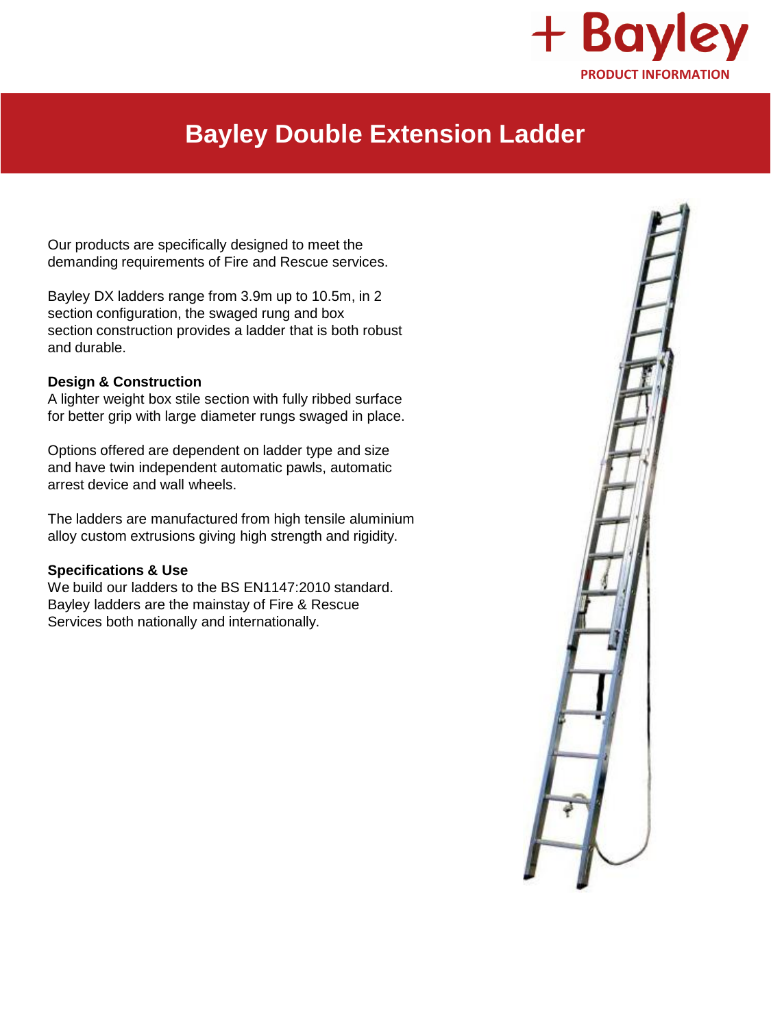+ Bayley

PRODUCT INFORMATION

# Bayley Double Extension Ladder

Our products are specifically designed to meet the demanding requirements of Fire and Rescue services.

Bayley DX ladders range from 3.9m up to 10.5m, in 2 section configuration, the swaged rung and box section construction provides a ladder that is both robust and durable.

**Design & Construction**

A lighter weight box stile section with fully ribbed surface for better grip with large diameter rungs swaged in place.

Options offered are dependent on ladder type and size and have twin independent automatic pawls, automatic arrest device and wall wheels.

The ladders are manufactured from high tensile aluminium alloy custom extrusions giving high strength and rigidity.

**Specifications & Use**

We build our ladders to the BS EN1147:2010 standard. Bayley ladders are the mainstay of Fire & Rescue Services both nationally and internationally.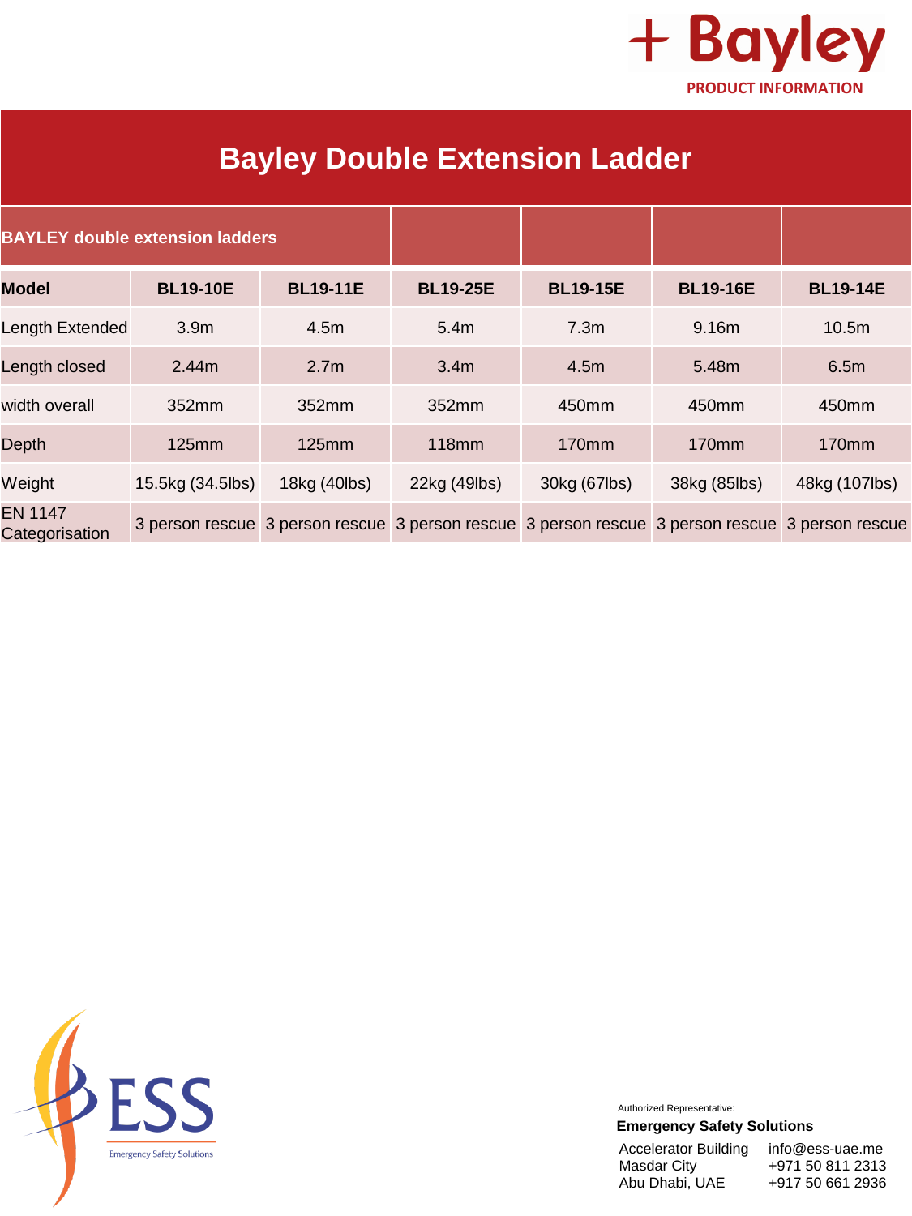+ Bayley

PRODUCT INFORMATION

# Bayley Double Extension Ladder

| BAYLEY double extension ladders | | | | | | |
|---|---|---|---|---|---|---|
| **Model** | **BL19-10E** | **BL19-11E** | **BL19-25E** | **BL19-15E** | **BL19-16E** | **BL19-14E** |
| Length Extended | 3.9m | 4.5m | 5.4m | 7.3m | 9.16m | 10.5m |
| Length closed | 2.44m | 2.7m | 3.4m | 4.5m | 5.48m | 6.5m |
| width overall | 352mm | 352mm | 352mm | 450mm | 450mm | 450mm |
| Depth | 125mm | 125mm | 118mm | 170mm | 170mm | 170mm |
| Weight | 15.5kg (34.5lbs) | 18kg (40lbs) | 22kg (49lbs) | 30kg (67lbs) | 38kg (85lbs) | 48kg (107lbs) |
| EN 1147 Categorisation | 3 person rescue | 3 person rescue | 3 person rescue | 3 person rescue | 3 person rescue | 3 person rescue |

ESS
Emergency Safety Solutions

Authorized Representative:

**Emergency Safety Solutions**

Accelerator Building
Masdar City
Abu Dhabi, UAE

info@ess-uae.me
+971 50 811 2313
+917 50 661 2936